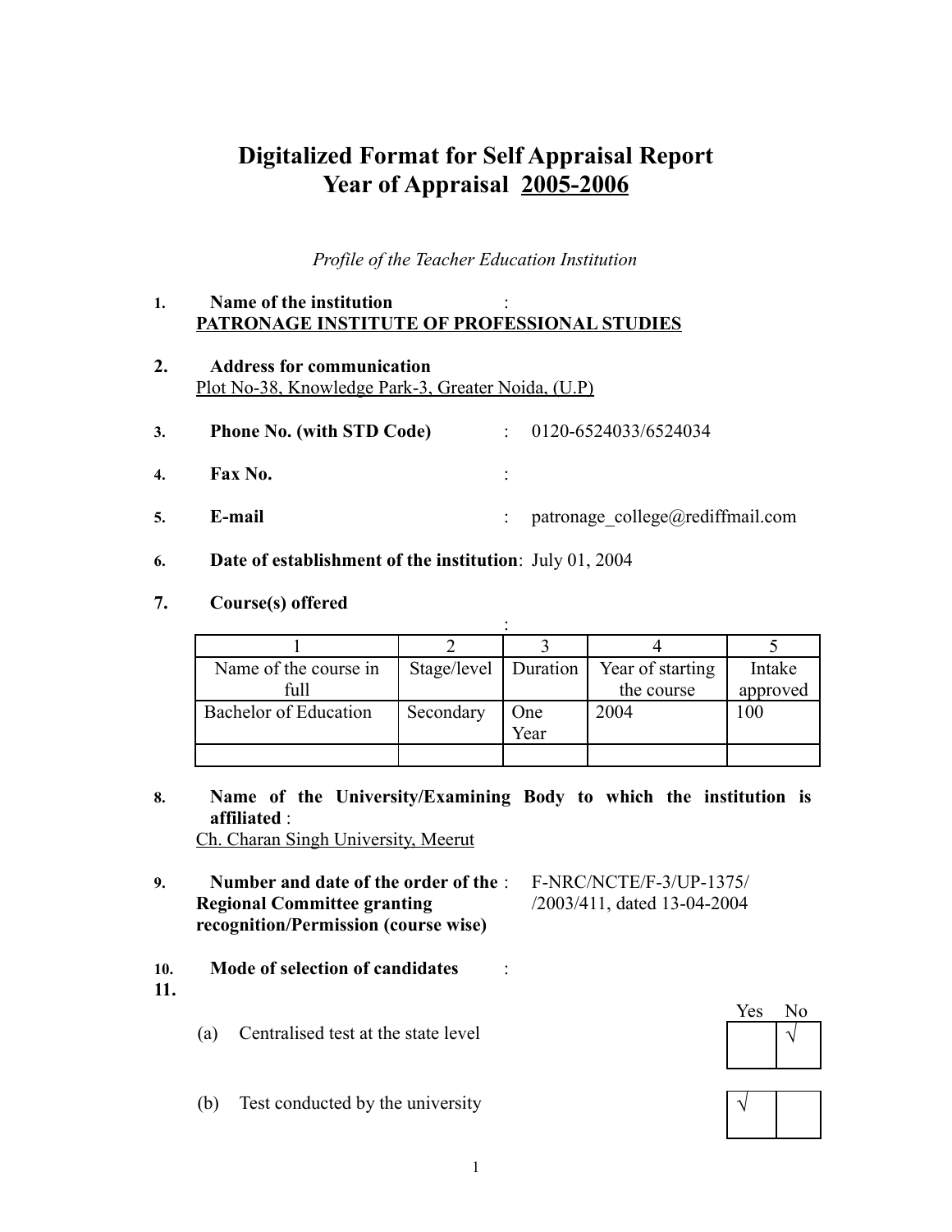# Digitalized Format for Self Appraisal Report
# Year of Appraisal 2005-2006

*Profile of the Teacher Education Institution*

1. **Name of the institution** :
   PATRONAGE INSTITUTE OF PROFESSIONAL STUDIES

2. **Address for communication**
   Plot No-38, Knowledge Park-3, Greater Noida, (U.P)

3. **Phone No. (with STD Code)** : 0120-6524033/6524034

4. **Fax No.** :

5. **E-mail** : patronage_college@rediffmail.com

6. **Date of establishment of the institution**: July 01, 2004

7. **Course(s) offered** :

| 1 | 2 | 3 | 4 | 5 |
|---|---|---|---|---|
| Name of the course in full | Stage/level | Duration | Year of starting the course | Intake approved |
| Bachelor of Education | Secondary | One Year | 2004 | 100 |
| | | | | |

8. **Name of the University/Examining Body to which the institution is affiliated** :
   Ch. Charan Singh University, Meerut

9. **Number and date of the order of the Regional Committee granting recognition/Permission (course wise)** : F-NRC/NCTE/F-3/UP-1375/ /2003/411, dated 13-04-2004

10. **Mode of selection of candidates** :

11.

| | Yes | No |
|---|---|---|
| (a) Centralised test at the state level | | √ |
| (b) Test conducted by the university | √ | |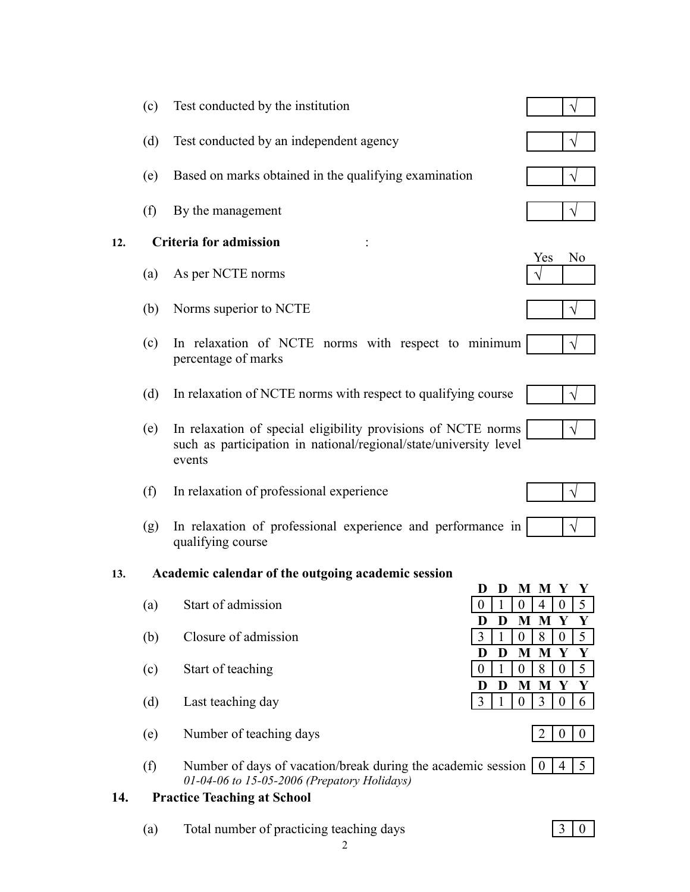| | | Yes | No |
|---|---|---|---|
| (c) | Test conducted by the institution | | √ |
| (d) | Test conducted by an independent agency | | √ |
| (e) | Based on marks obtained in the qualifying examination | | √ |
| (f) | By the management | | √ |

**12. Criteria for admission :**

| | | Yes | No |
|---|---|---|---|
| (a) | As per NCTE norms | √ | |
| (b) | Norms superior to NCTE | | √ |
| (c) | In relaxation of NCTE norms with respect to minimum percentage of marks | | √ |
| (d) | In relaxation of NCTE norms with respect to qualifying course | | √ |
| (e) | In relaxation of special eligibility provisions of NCTE norms such as participation in national/regional/state/university level events | | √ |
| (f) | In relaxation of professional experience | | √ |
| (g) | In relaxation of professional experience and performance in qualifying course | | √ |

**13. Academic calendar of the outgoing academic session**

| | | D | D | M | M | Y | Y |
|---|---|---|---|---|---|---|---|
| (a) | Start of admission | 0 | 1 | 0 | 4 | 0 | 5 |
| (b) | Closure of admission | 3 | 1 | 0 | 8 | 0 | 5 |
| (c) | Start of teaching | 0 | 1 | 0 | 8 | 0 | 5 |
| (d) | Last teaching day | 3 | 1 | 0 | 3 | 0 | 6 |

(e) Number of teaching days: 200

(f) Number of days of vacation/break during the academic session: 045
*01-04-06 to 15-05-2006 (Prepatory Holidays)*

**14. Practice Teaching at School**

(a) Total number of practicing teaching days: 30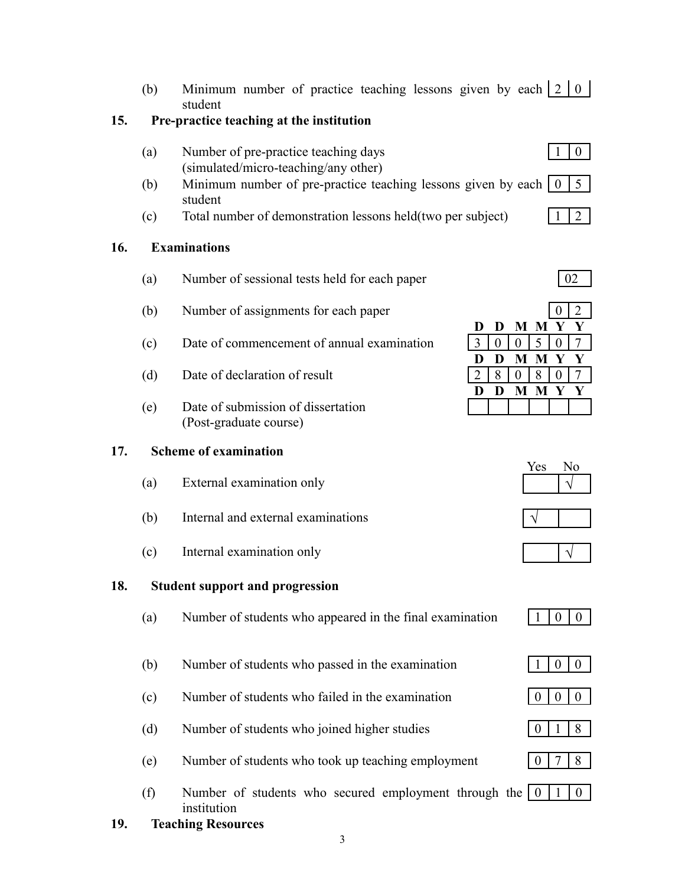(b) Minimum number of practice teaching lessons given by each student | 2 | 0 |

**15. Pre-practice teaching at the institution**

(a) Number of pre-practice teaching days (simulated/micro-teaching/any other) | 1 | 0 |

(b) Minimum number of pre-practice teaching lessons given by each student | 0 | 5 |

(c) Total number of demonstration lessons held(two per subject) | 1 | 2 |

**16. Examinations**

(a) Number of sessional tests held for each paper | 02 |

(b) Number of assignments for each paper | 0 | 2 |

(c) Date of commencement of annual examination

| D | D | M | M | Y | Y |
|---|---|---|---|---|---|
| 3 | 0 | 0 | 5 | 0 | 7 |

(d) Date of declaration of result

| D | D | M | M | Y | Y |
|---|---|---|---|---|---|
| 2 | 8 | 0 | 8 | 0 | 7 |

(e) Date of submission of dissertation (Post-graduate course)

| D | D | M | M | Y | Y |
|---|---|---|---|---|---|
| | | | | | |

**17. Scheme of examination**

| | | Yes | No |
|---|---|---|---|
| (a) | External examination only | | √ |
| (b) | Internal and external examinations | √ | |
| (c) | Internal examination only | | √ |

**18. Student support and progression**

(a) Number of students who appeared in the final examination | 1 | 0 | 0 |

(b) Number of students who passed in the examination | 1 | 0 | 0 |

(c) Number of students who failed in the examination | 0 | 0 | 0 |

(d) Number of students who joined higher studies | 0 | 1 | 8 |

(e) Number of students who took up teaching employment | 0 | 7 | 8 |

(f) Number of students who secured employment through the institution | 0 | 1 | 0 |

**19. Teaching Resources**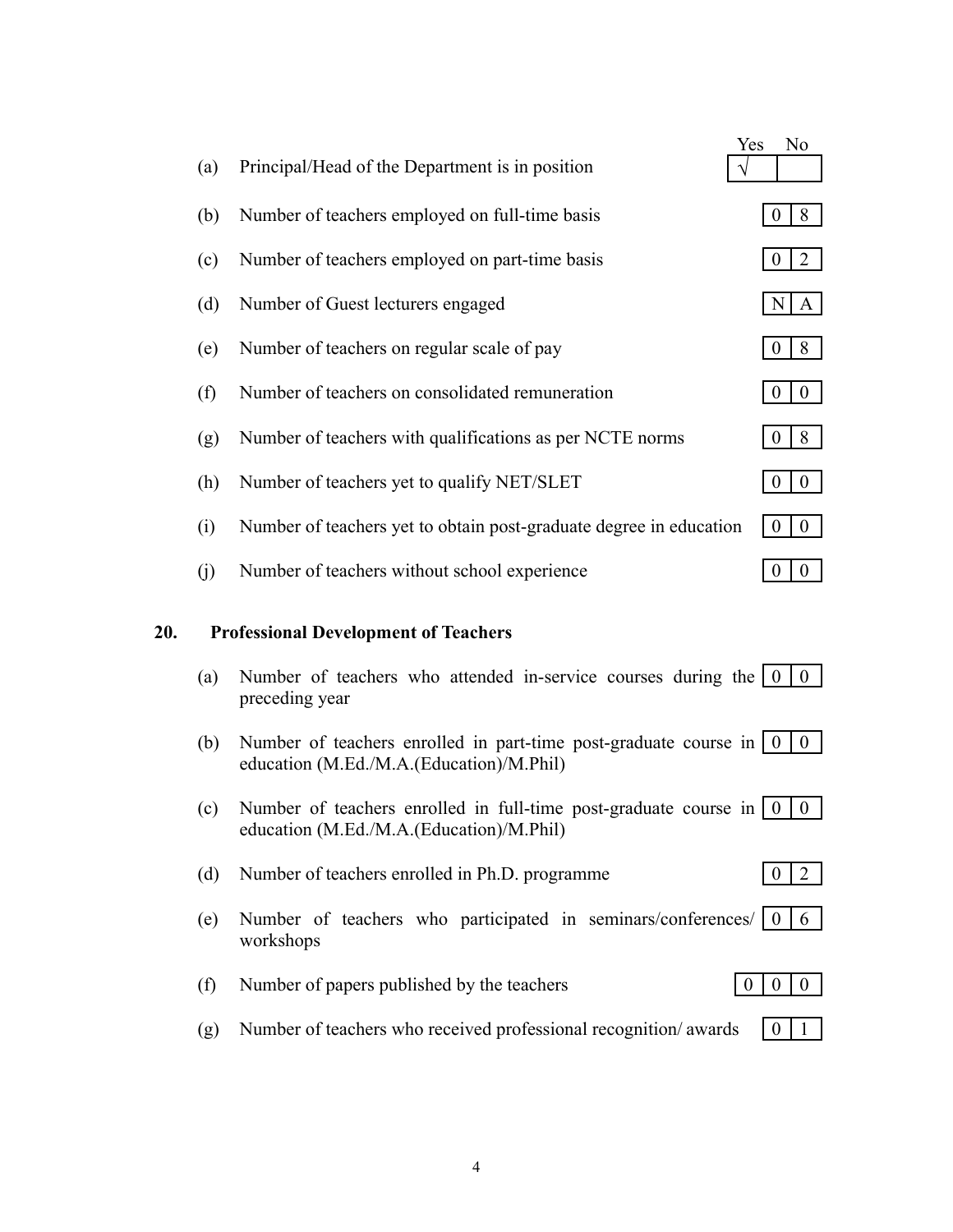| | | Yes | No |
|---|---|---|---|
| (a) | Principal/Head of the Department is in position | √ | |

| | | |
|---|---|---|
| (b) | Number of teachers employed on full-time basis | 0 8 |
| (c) | Number of teachers employed on part-time basis | 0 2 |
| (d) | Number of Guest lecturers engaged | N A |
| (e) | Number of teachers on regular scale of pay | 0 8 |
| (f) | Number of teachers on consolidated remuneration | 0 0 |
| (g) | Number of teachers with qualifications as per NCTE norms | 0 8 |
| (h) | Number of teachers yet to qualify NET/SLET | 0 0 |
| (i) | Number of teachers yet to obtain post-graduate degree in education | 0 0 |
| (j) | Number of teachers without school experience | 0 0 |

**20. Professional Development of Teachers**

| | | |
|---|---|---|
| (a) | Number of teachers who attended in-service courses during the preceding year | 0 0 |
| (b) | Number of teachers enrolled in part-time post-graduate course in education (M.Ed./M.A.(Education)/M.Phil) | 0 0 |
| (c) | Number of teachers enrolled in full-time post-graduate course in education (M.Ed./M.A.(Education)/M.Phil) | 0 0 |
| (d) | Number of teachers enrolled in Ph.D. programme | 0 2 |
| (e) | Number of teachers who participated in seminars/conferences/ workshops | 0 6 |
| (f) | Number of papers published by the teachers | 0 0 0 |
| (g) | Number of teachers who received professional recognition/ awards | 0 1 |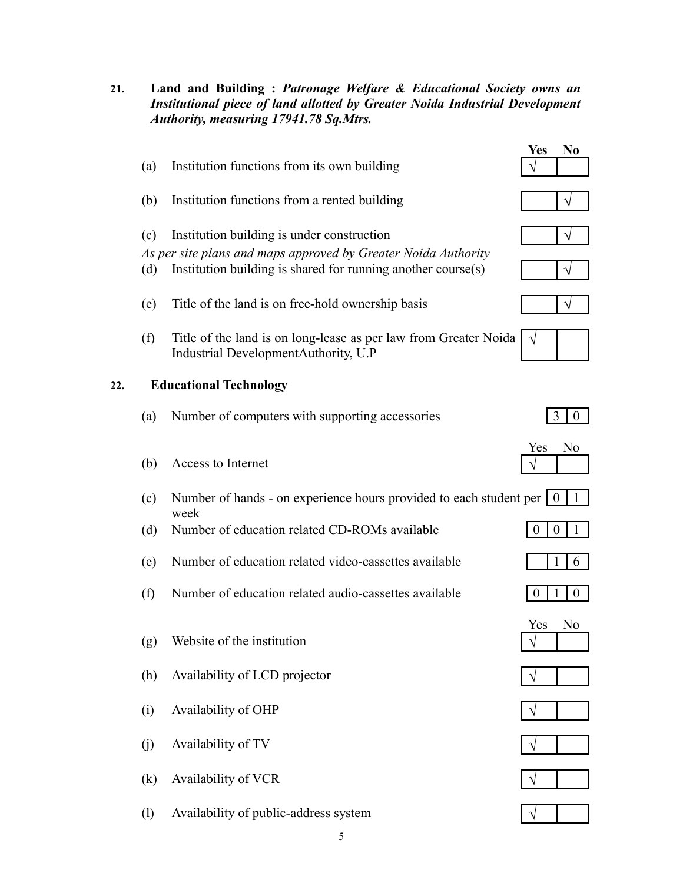**21. Land and Building :** ***Patronage Welfare & Educational Society owns an Institutional piece of land allotted by Greater Noida Industrial Development Authority, measuring 17941.78 Sq.Mtrs.***

| | Item | Yes | No |
|---|---|---|---|
| (a) | Institution functions from its own building | √ | |
| (b) | Institution functions from a rented building | | √ |
| (c) | Institution building is under construction | | √ |
| | *As per site plans and maps approved by Greater Noida Authority* | | |
| (d) | Institution building is shared for running another course(s) | | √ |
| (e) | Title of the land is on free-hold ownership basis | | √ |
| (f) | Title of the land is on long-lease as per law from Greater Noida Industrial DevelopmentAuthority, U.P | √ | |

**22. Educational Technology**

| | Item | Response |
|---|---|---|
| (a) | Number of computers with supporting accessories | 30 |
| (b) | Access to Internet | Yes √ |
| (c) | Number of hands - on experience hours provided to each student per week | 01 |
| (d) | Number of education related CD-ROMs available | 001 |
| (e) | Number of education related video-cassettes available | 16 |
| (f) | Number of education related audio-cassettes available | 010 |

| | Item | Yes | No |
|---|---|---|---|
| (g) | Website of the institution | √ | |
| (h) | Availability of LCD projector | √ | |
| (i) | Availability of OHP | √ | |
| (j) | Availability of TV | √ | |
| (k) | Availability of VCR | √ | |
| (l) | Availability of public-address system | √ | |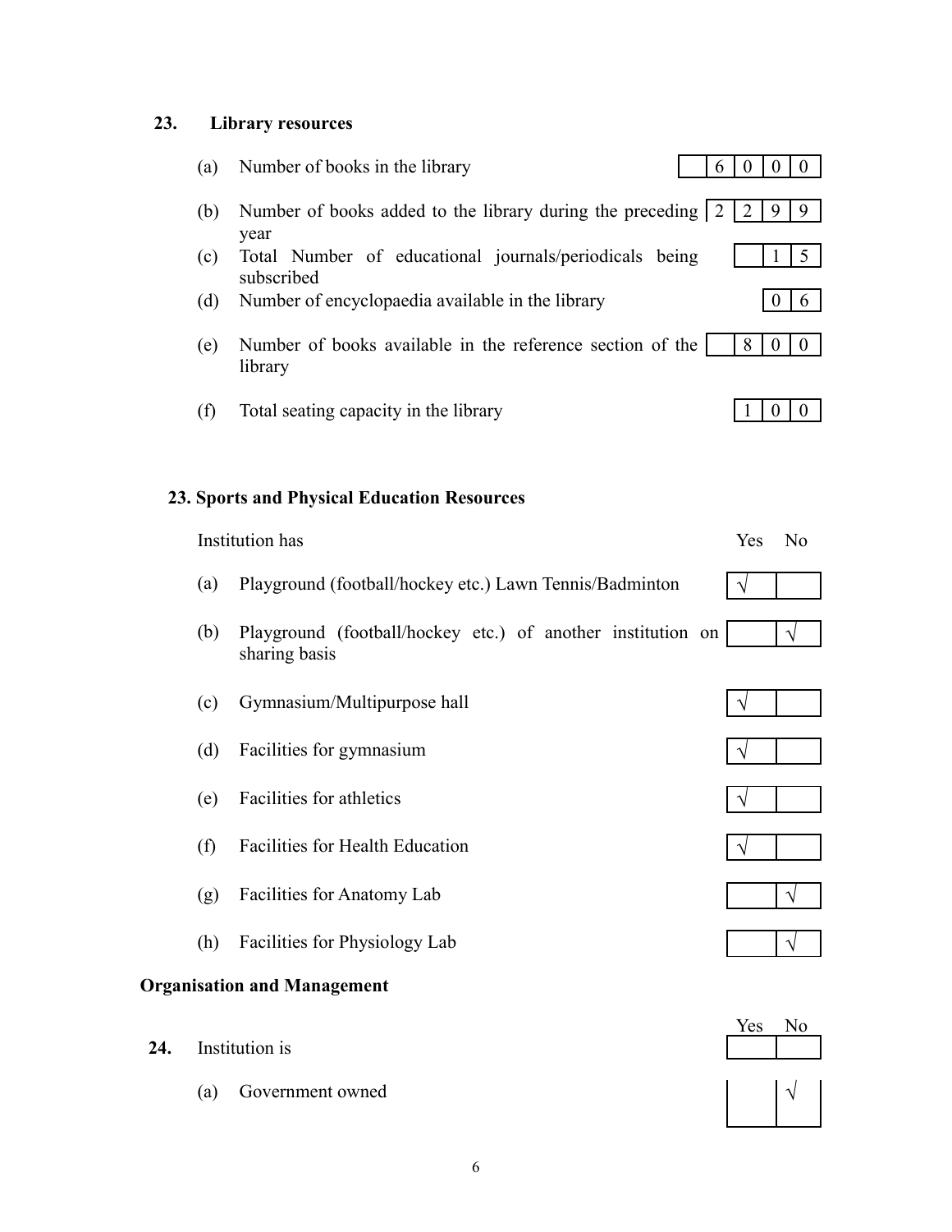## 23. Library resources

| | Item | Value |
|---|---|---|
| (a) | Number of books in the library | 6000 |
| (b) | Number of books added to the library during the preceding year | 2299 |
| (c) | Total Number of educational journals/periodicals being subscribed | 15 |
| (d) | Number of encyclopaedia available in the library | 06 |
| (e) | Number of books available in the reference section of the library | 800 |
| (f) | Total seating capacity in the library | 100 |

## 23. Sports and Physical Education Resources

| | Institution has | Yes | No |
|---|---|---|---|
| (a) | Playground (football/hockey etc.) Lawn Tennis/Badminton | √ | |
| (b) | Playground (football/hockey etc.) of another institution on sharing basis | | √ |
| (c) | Gymnasium/Multipurpose hall | √ | |
| (d) | Facilities for gymnasium | √ | |
| (e) | Facilities for athletics | √ | |
| (f) | Facilities for Health Education | √ | |
| (g) | Facilities for Anatomy Lab | | √ |
| (h) | Facilities for Physiology Lab | | √ |

## Organisation and Management

| | 24. Institution is | Yes | No |
|---|---|---|---|
| (a) | Government owned | | √ |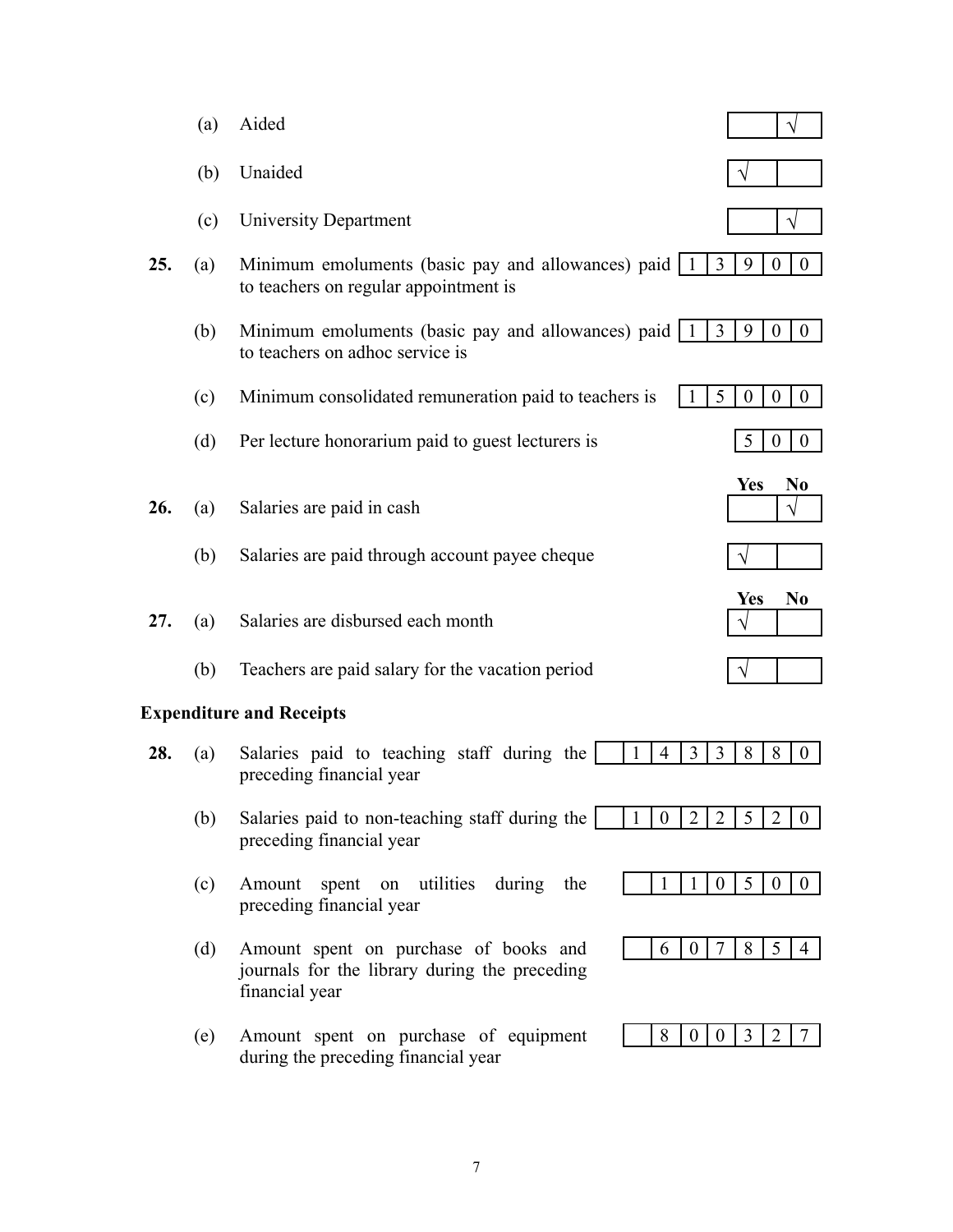(a) Aided — No √

(b) Unaided — Yes √

(c) University Department — No √

**25.** (a) Minimum emoluments (basic pay and allowances) paid to teachers on regular appointment is — 13900

(b) Minimum emoluments (basic pay and allowances) paid to teachers on adhoc service is — 13900

(c) Minimum consolidated remuneration paid to teachers is — 15000

(d) Per lecture honorarium paid to guest lecturers is — 500

| | | Yes | No |
|---|---|---|---|
| **26.** (a) | Salaries are paid in cash | | √ |
| (b) | Salaries are paid through account payee cheque | √ | |

| | | Yes | No |
|---|---|---|---|
| **27.** (a) | Salaries are disbursed each month | √ | |
| (b) | Teachers are paid salary for the vacation period | √ | |

**Expenditure and Receipts**

**28.** (a) Salaries paid to teaching staff during the preceding financial year — 1433880

(b) Salaries paid to non-teaching staff during the preceding financial year — 1022520

(c) Amount spent on utilities during the preceding financial year — 110500

(d) Amount spent on purchase of books and journals for the library during the preceding financial year — 607854

(e) Amount spent on purchase of equipment during the preceding financial year — 800327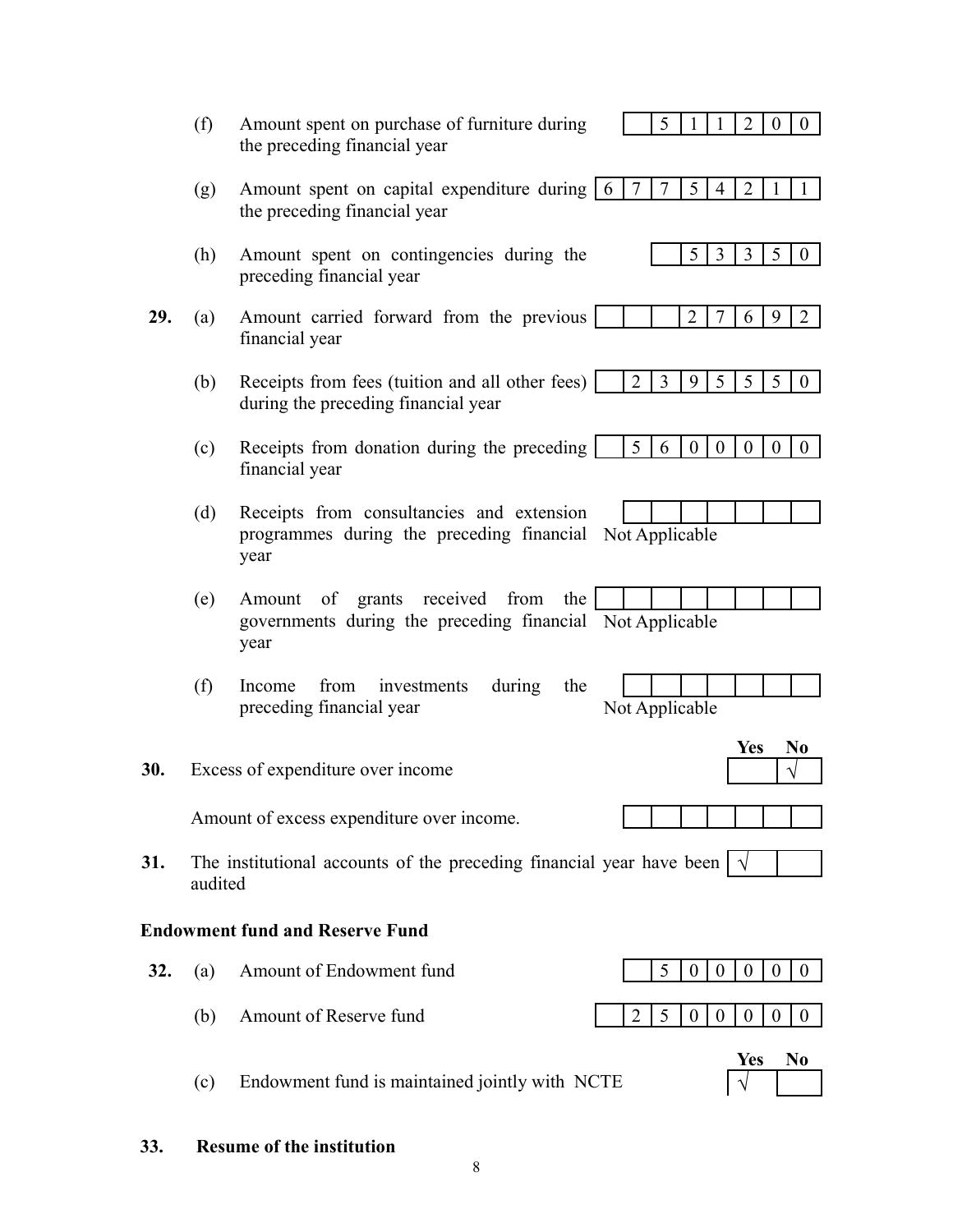(f) Amount spent on purchase of furniture during the preceding financial year — 511200

(g) Amount spent on capital expenditure during the preceding financial year — 67754211

(h) Amount spent on contingencies during the preceding financial year — 53350

**29.** (a) Amount carried forward from the previous financial year — 27692

(b) Receipts from fees (tuition and all other fees) during the preceding financial year — 2395550

(c) Receipts from donation during the preceding financial year — 5600000

(d) Receipts from consultancies and extension programmes during the preceding financial year — Not Applicable

(e) Amount of grants received from the governments during the preceding financial year — Not Applicable

(f) Income from investments during the preceding financial year — Not Applicable

**30.** Excess of expenditure over income

| Yes | No |
|---|---|
| | √ |

Amount of excess expenditure over income.

**31.** The institutional accounts of the preceding financial year have been audited

| Yes | No |
|---|---|
| √ | |

**Endowment fund and Reserve Fund**

**32.** (a) Amount of Endowment fund — 500000

(b) Amount of Reserve fund — 2500000

(c) Endowment fund is maintained jointly with NCTE

| Yes | No |
|---|---|
| √ | |

**33. Resume of the institution**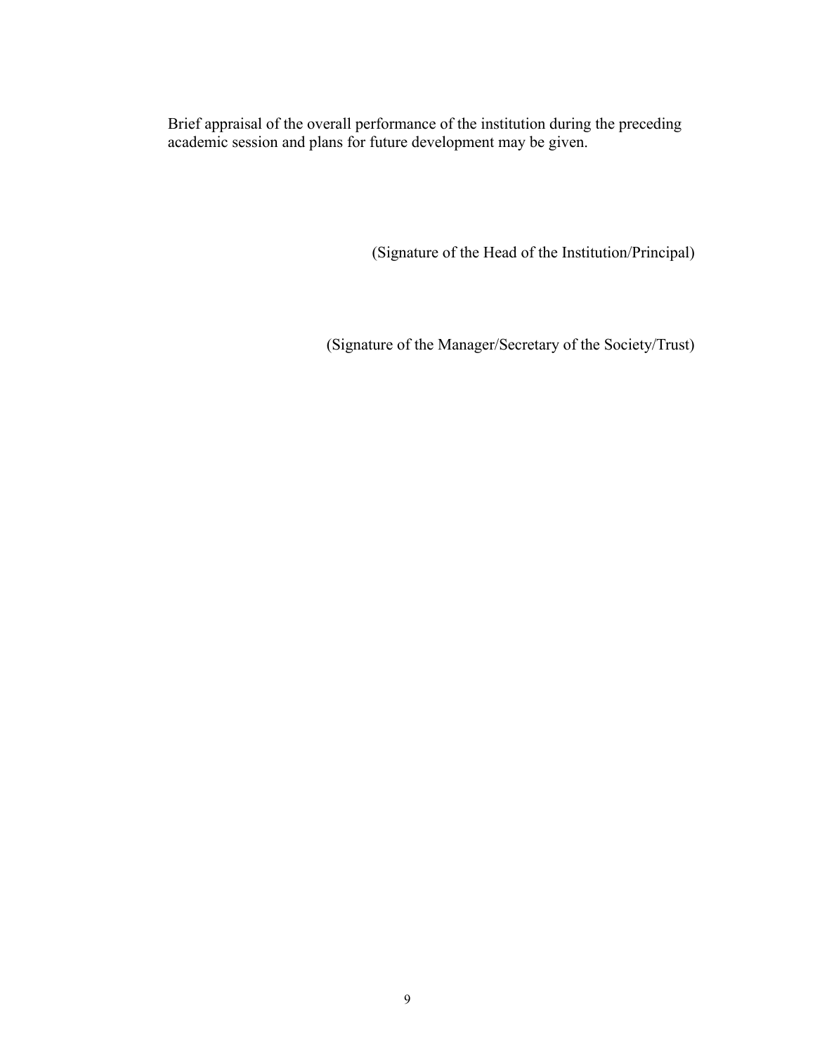Brief appraisal of the overall performance of the institution during the preceding academic session and plans for future development may be given.

(Signature of the Head of the Institution/Principal)

(Signature of the Manager/Secretary of the Society/Trust)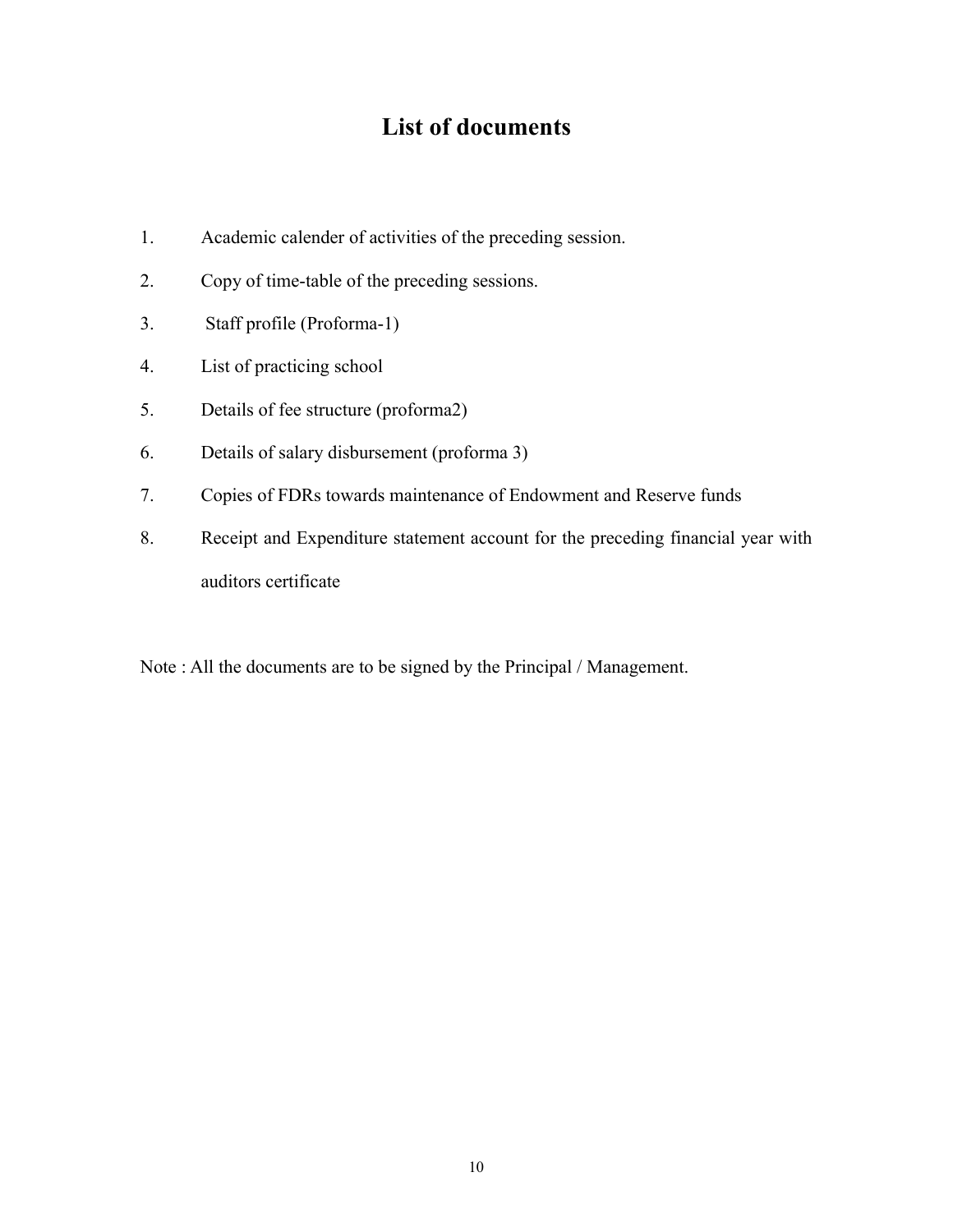# List of documents

1. Academic calender of activities of the preceding session.
2. Copy of time-table of the preceding sessions.
3. Staff profile (Proforma-1)
4. List of practicing school
5. Details of fee structure (proforma2)
6. Details of salary disbursement (proforma 3)
7. Copies of FDRs towards maintenance of Endowment and Reserve funds
8. Receipt and Expenditure statement account for the preceding financial year with auditors certificate

Note : All the documents are to be signed by the Principal / Management.